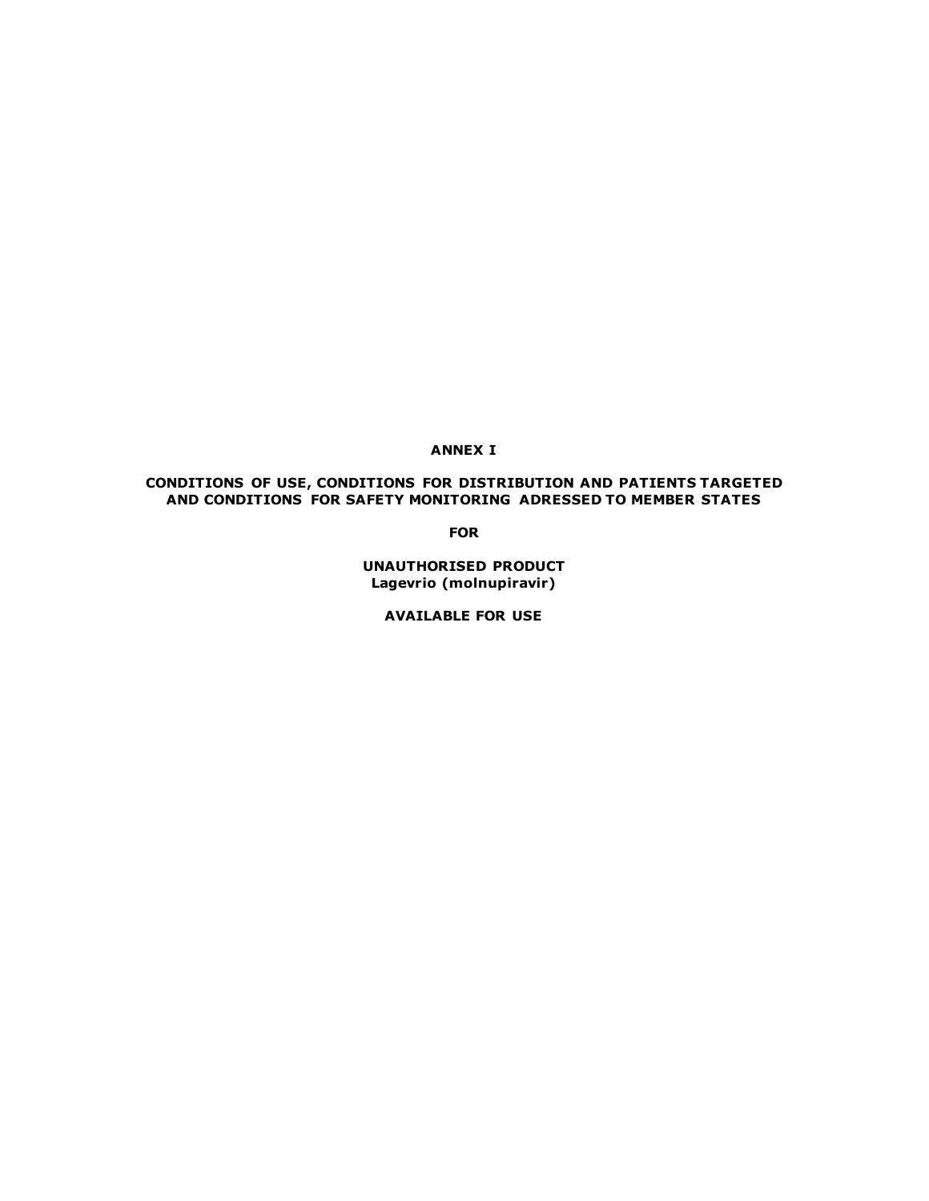**ANNEX I**

**CONDITIONS OF USE, CONDITIONS FOR DISTRIBUTION AND PATIENTS TARGETED AND CONDITIONS FOR SAFETY MONITORING ADRESSED TO MEMBER STATES**

**FOR**

**UNAUTHORISED PRODUCT**
**Lagevrio (molnupiravir)**

**AVAILABLE FOR USE**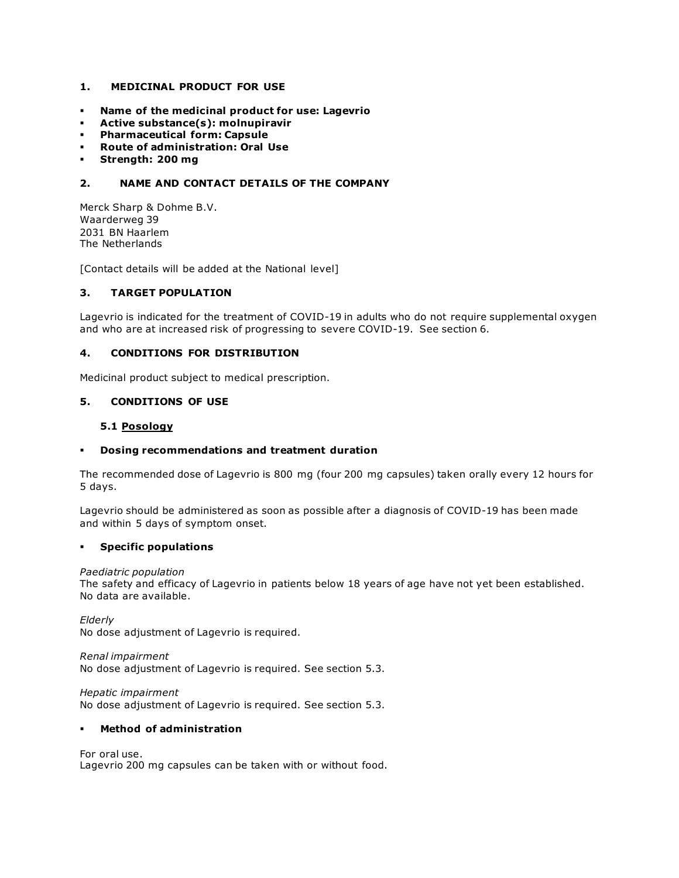## 1. MEDICINAL PRODUCT FOR USE

- **Name of the medicinal product for use: Lagevrio**
- **Active substance(s): molnupiravir**
- **Pharmaceutical form: Capsule**
- **Route of administration: Oral Use**
- **Strength: 200 mg**

## 2. NAME AND CONTACT DETAILS OF THE COMPANY

Merck Sharp & Dohme B.V.
Waarderweg 39
2031 BN Haarlem
The Netherlands

[Contact details will be added at the National level]

## 3. TARGET POPULATION

Lagevrio is indicated for the treatment of COVID-19 in adults who do not require supplemental oxygen and who are at increased risk of progressing to severe COVID-19. See section 6.

## 4. CONDITIONS FOR DISTRIBUTION

Medicinal product subject to medical prescription.

## 5. CONDITIONS OF USE

### 5.1 Posology

- **Dosing recommendations and treatment duration**

The recommended dose of Lagevrio is 800 mg (four 200 mg capsules) taken orally every 12 hours for 5 days.

Lagevrio should be administered as soon as possible after a diagnosis of COVID-19 has been made and within 5 days of symptom onset.

- **Specific populations**

*Paediatric population*
The safety and efficacy of Lagevrio in patients below 18 years of age have not yet been established. No data are available.

*Elderly*
No dose adjustment of Lagevrio is required.

*Renal impairment*
No dose adjustment of Lagevrio is required. See section 5.3.

*Hepatic impairment*
No dose adjustment of Lagevrio is required. See section 5.3.

- **Method of administration**

For oral use.
Lagevrio 200 mg capsules can be taken with or without food.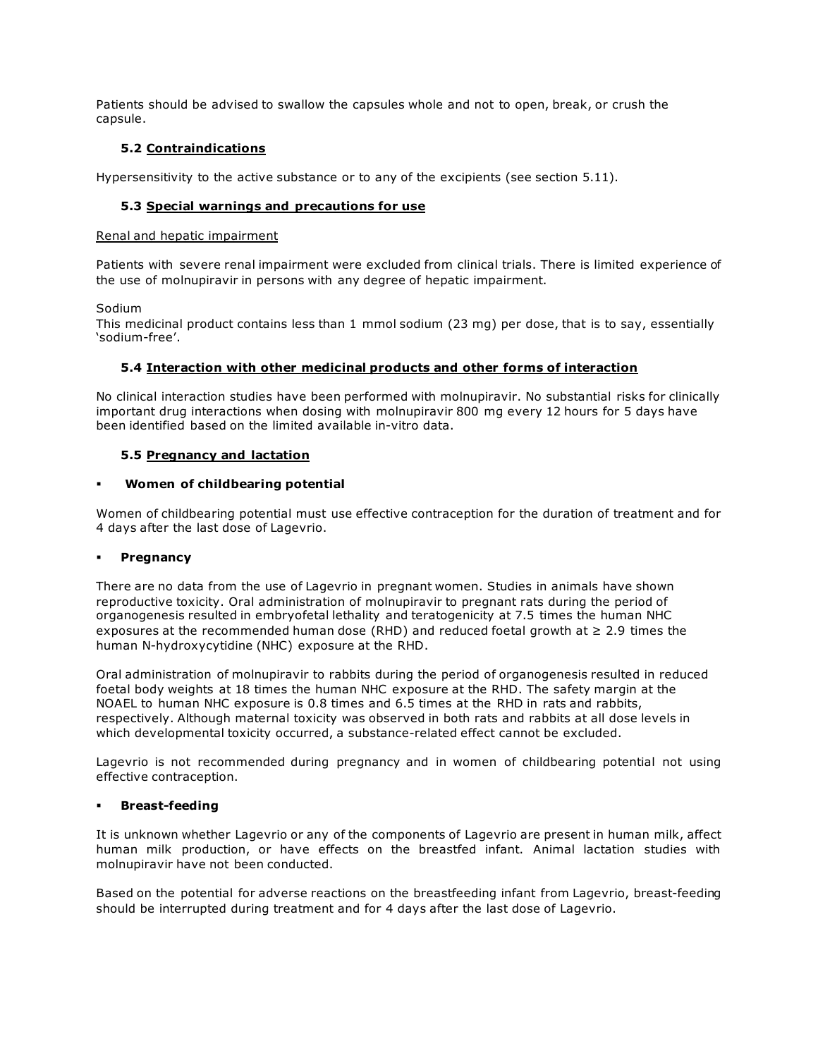Patients should be advised to swallow the capsules whole and not to open, break, or crush the capsule.

### 5.2 Contraindications

Hypersensitivity to the active substance or to any of the excipients (see section 5.11).

### 5.3 Special warnings and precautions for use

Renal and hepatic impairment

Patients with severe renal impairment were excluded from clinical trials. There is limited experience of the use of molnupiravir in persons with any degree of hepatic impairment.

Sodium
This medicinal product contains less than 1 mmol sodium (23 mg) per dose, that is to say, essentially 'sodium-free'.

### 5.4 Interaction with other medicinal products and other forms of interaction

No clinical interaction studies have been performed with molnupiravir. No substantial risks for clinically important drug interactions when dosing with molnupiravir 800 mg every 12 hours for 5 days have been identified based on the limited available in-vitro data.

### 5.5 Pregnancy and lactation

- **Women of childbearing potential**

Women of childbearing potential must use effective contraception for the duration of treatment and for 4 days after the last dose of Lagevrio.

- **Pregnancy**

There are no data from the use of Lagevrio in pregnant women. Studies in animals have shown reproductive toxicity. Oral administration of molnupiravir to pregnant rats during the period of organogenesis resulted in embryofetal lethality and teratogenicity at 7.5 times the human NHC exposures at the recommended human dose (RHD) and reduced foetal growth at ≥ 2.9 times the human N-hydroxycytidine (NHC) exposure at the RHD.

Oral administration of molnupiravir to rabbits during the period of organogenesis resulted in reduced foetal body weights at 18 times the human NHC exposure at the RHD. The safety margin at the NOAEL to human NHC exposure is 0.8 times and 6.5 times at the RHD in rats and rabbits, respectively. Although maternal toxicity was observed in both rats and rabbits at all dose levels in which developmental toxicity occurred, a substance-related effect cannot be excluded.

Lagevrio is not recommended during pregnancy and in women of childbearing potential not using effective contraception.

- **Breast-feeding**

It is unknown whether Lagevrio or any of the components of Lagevrio are present in human milk, affect human milk production, or have effects on the breastfed infant. Animal lactation studies with molnupiravir have not been conducted.

Based on the potential for adverse reactions on the breastfeeding infant from Lagevrio, breast-feeding should be interrupted during treatment and for 4 days after the last dose of Lagevrio.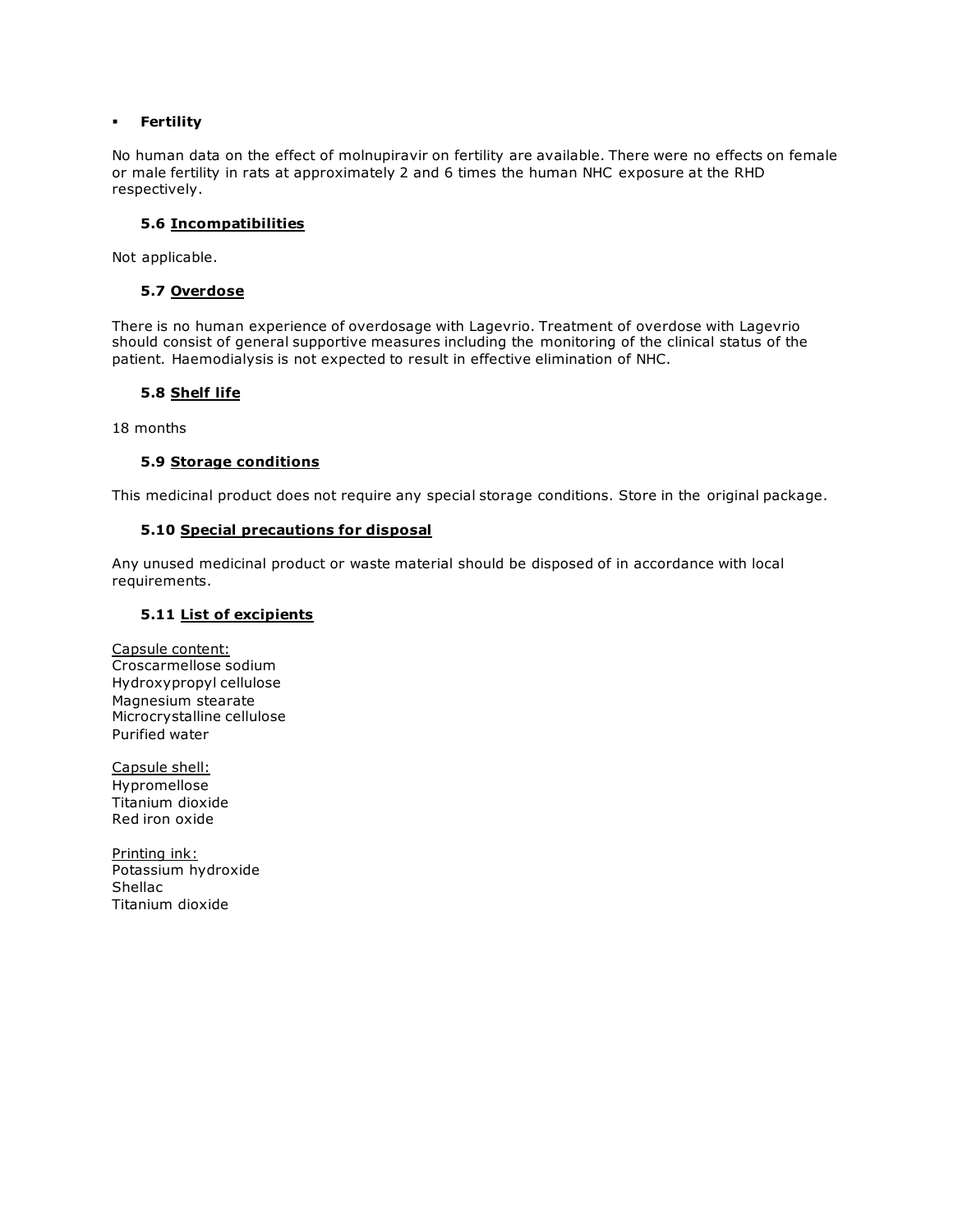- **Fertility**

No human data on the effect of molnupiravir on fertility are available. There were no effects on female or male fertility in rats at approximately 2 and 6 times the human NHC exposure at the RHD respectively.

### 5.6 Incompatibilities

Not applicable.

### 5.7 Overdose

There is no human experience of overdosage with Lagevrio. Treatment of overdose with Lagevrio should consist of general supportive measures including the monitoring of the clinical status of the patient. Haemodialysis is not expected to result in effective elimination of NHC.

### 5.8 Shelf life

18 months

### 5.9 Storage conditions

This medicinal product does not require any special storage conditions. Store in the original package.

### 5.10 Special precautions for disposal

Any unused medicinal product or waste material should be disposed of in accordance with local requirements.

### 5.11 List of excipients

Capsule content:
Croscarmellose sodium
Hydroxypropyl cellulose
Magnesium stearate
Microcrystalline cellulose
Purified water

Capsule shell:
Hypromellose
Titanium dioxide
Red iron oxide

Printing ink:
Potassium hydroxide
Shellac
Titanium dioxide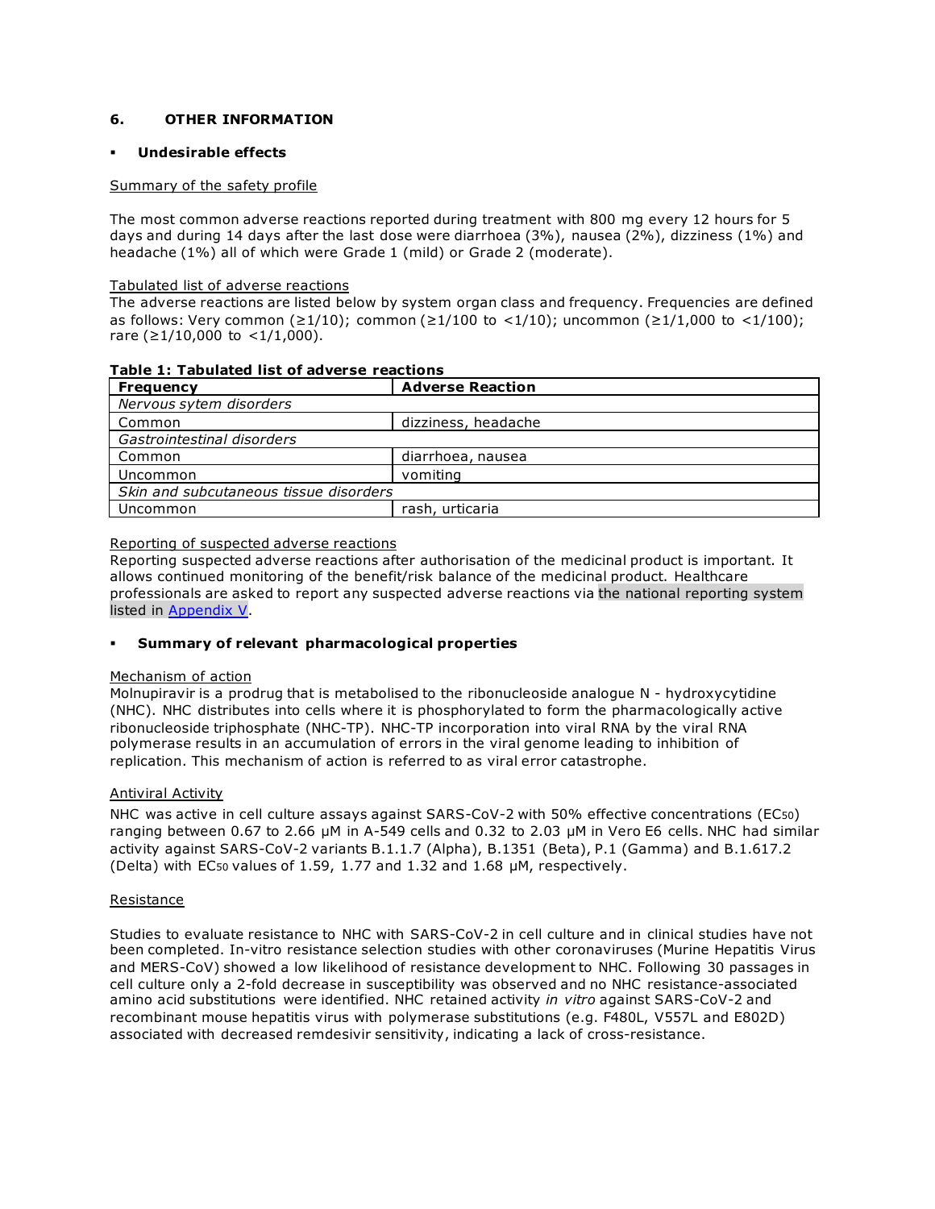## 6. OTHER INFORMATION

- **Undesirable effects**

Summary of the safety profile

The most common adverse reactions reported during treatment with 800 mg every 12 hours for 5 days and during 14 days after the last dose were diarrhoea (3%), nausea (2%), dizziness (1%) and headache (1%) all of which were Grade 1 (mild) or Grade 2 (moderate).

Tabulated list of adverse reactions

The adverse reactions are listed below by system organ class and frequency. Frequencies are defined as follows: Very common (≥1/10); common (≥1/100 to <1/10); uncommon (≥1/1,000 to <1/100); rare (≥1/10,000 to <1/1,000).

**Table 1: Tabulated list of adverse reactions**

| **Frequency** | **Adverse Reaction** |
|---|---|
| *Nervous sytem disorders* | |
| Common | dizziness, headache |
| *Gastrointestinal disorders* | |
| Common | diarrhoea, nausea |
| Uncommon | vomiting |
| *Skin and subcutaneous tissue disorders* | |
| Uncommon | rash, urticaria |

Reporting of suspected adverse reactions

Reporting suspected adverse reactions after authorisation of the medicinal product is important. It allows continued monitoring of the benefit/risk balance of the medicinal product. Healthcare professionals are asked to report any suspected adverse reactions via the national reporting system listed in Appendix V.

- **Summary of relevant pharmacological properties**

Mechanism of action

Molnupiravir is a prodrug that is metabolised to the ribonucleoside analogue N - hydroxycytidine (NHC). NHC distributes into cells where it is phosphorylated to form the pharmacologically active ribonucleoside triphosphate (NHC-TP). NHC-TP incorporation into viral RNA by the viral RNA polymerase results in an accumulation of errors in the viral genome leading to inhibition of replication. This mechanism of action is referred to as viral error catastrophe.

Antiviral Activity

NHC was active in cell culture assays against SARS-CoV-2 with 50% effective concentrations ($EC_{50}$) ranging between 0.67 to 2.66 µM in A-549 cells and 0.32 to 2.03 µM in Vero E6 cells. NHC had similar activity against SARS-CoV-2 variants B.1.1.7 (Alpha), B.1351 (Beta), P.1 (Gamma) and B.1.617.2 (Delta) with $EC_{50}$ values of 1.59, 1.77 and 1.32 and 1.68 µM, respectively.

Resistance

Studies to evaluate resistance to NHC with SARS-CoV-2 in cell culture and in clinical studies have not been completed. In-vitro resistance selection studies with other coronaviruses (Murine Hepatitis Virus and MERS-CoV) showed a low likelihood of resistance development to NHC. Following 30 passages in cell culture only a 2-fold decrease in susceptibility was observed and no NHC resistance-associated amino acid substitutions were identified. NHC retained activity *in vitro* against SARS-CoV-2 and recombinant mouse hepatitis virus with polymerase substitutions (e.g. F480L, V557L and E802D) associated with decreased remdesivir sensitivity, indicating a lack of cross-resistance.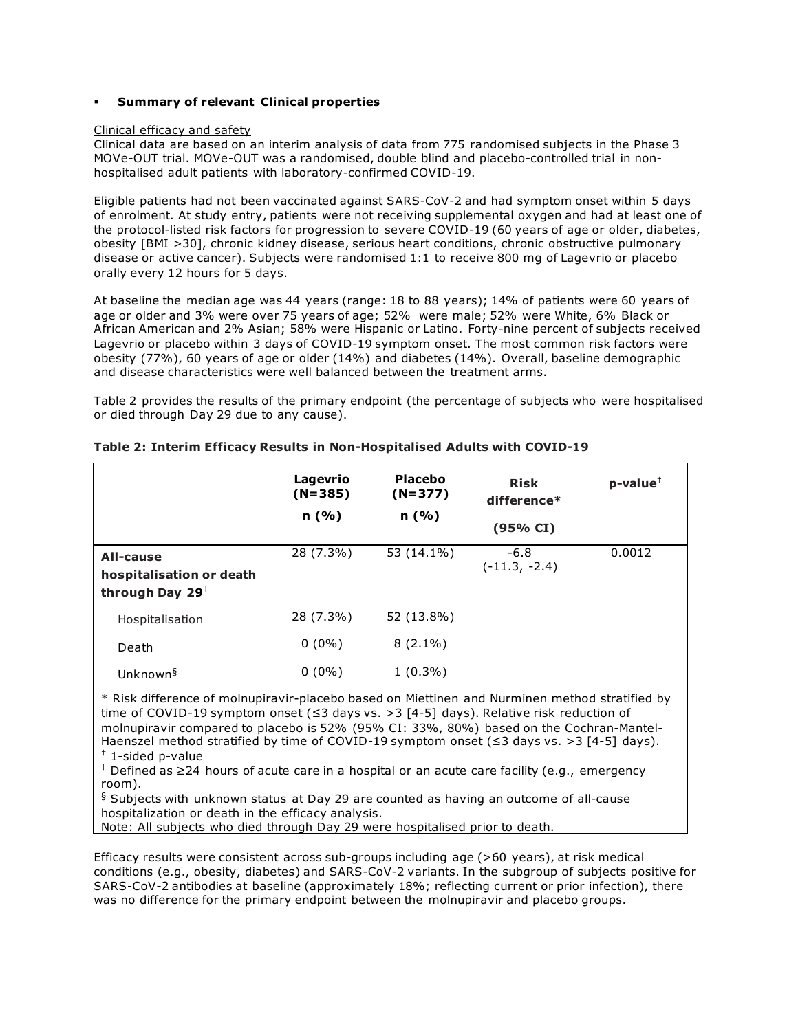- **Summary of relevant Clinical properties**

Clinical efficacy and safety

Clinical data are based on an interim analysis of data from 775 randomised subjects in the Phase 3 MOVe-OUT trial. MOVe-OUT was a randomised, double blind and placebo-controlled trial in non-hospitalised adult patients with laboratory-confirmed COVID-19.

Eligible patients had not been vaccinated against SARS-CoV-2 and had symptom onset within 5 days of enrolment. At study entry, patients were not receiving supplemental oxygen and had at least one of the protocol-listed risk factors for progression to severe COVID-19 (60 years of age or older, diabetes, obesity [BMI >30], chronic kidney disease, serious heart conditions, chronic obstructive pulmonary disease or active cancer). Subjects were randomised 1:1 to receive 800 mg of Lagevrio or placebo orally every 12 hours for 5 days.

At baseline the median age was 44 years (range: 18 to 88 years); 14% of patients were 60 years of age or older and 3% were over 75 years of age; 52% were male; 52% were White, 6% Black or African American and 2% Asian; 58% were Hispanic or Latino. Forty-nine percent of subjects received Lagevrio or placebo within 3 days of COVID-19 symptom onset. The most common risk factors were obesity (77%), 60 years of age or older (14%) and diabetes (14%). Overall, baseline demographic and disease characteristics were well balanced between the treatment arms.

Table 2 provides the results of the primary endpoint (the percentage of subjects who were hospitalised or died through Day 29 due to any cause).

**Table 2: Interim Efficacy Results in Non-Hospitalised Adults with COVID-19**

| | **Lagevrio (N=385) n (%)** | **Placebo (N=377) n (%)** | **Risk difference* (95% CI)** | **p-value**[†] |
|---|---|---|---|---|
| **All-cause hospitalisation or death through Day 29**[‡] | 28 (7.3%) | 53 (14.1%) | -6.8 (-11.3, -2.4) | 0.0012 |
| Hospitalisation | 28 (7.3%) | 52 (13.8%) | | |
| Death | 0 (0%) | 8 (2.1%) | | |
| Unknown[§] | 0 (0%) | 1 (0.3%) | | |

\* Risk difference of molnupiravir-placebo based on Miettinen and Nurminen method stratified by time of COVID-19 symptom onset (≤3 days vs. >3 [4-5] days). Relative risk reduction of molnupiravir compared to placebo is 52% (95% CI: 33%, 80%) based on the Cochran-Mantel-Haenszel method stratified by time of COVID-19 symptom onset (≤3 days vs. >3 [4-5] days).
[†] 1-sided p-value
[‡] Defined as ≥24 hours of acute care in a hospital or an acute care facility (e.g., emergency room).
[§] Subjects with unknown status at Day 29 are counted as having an outcome of all-cause hospitalization or death in the efficacy analysis.
Note: All subjects who died through Day 29 were hospitalised prior to death.

Efficacy results were consistent across sub-groups including age (>60 years), at risk medical conditions (e.g., obesity, diabetes) and SARS-CoV-2 variants. In the subgroup of subjects positive for SARS-CoV-2 antibodies at baseline (approximately 18%; reflecting current or prior infection), there was no difference for the primary endpoint between the molnupiravir and placebo groups.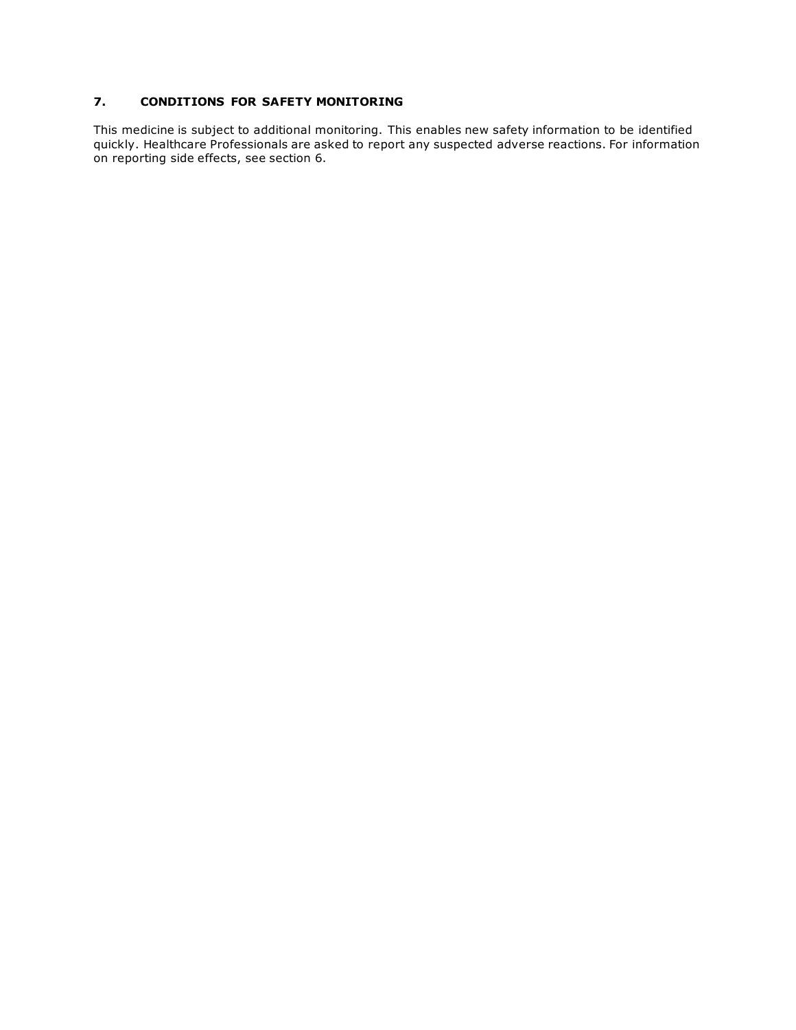## 7. CONDITIONS FOR SAFETY MONITORING

This medicine is subject to additional monitoring. This enables new safety information to be identified quickly. Healthcare Professionals are asked to report any suspected adverse reactions. For information on reporting side effects, see section 6.